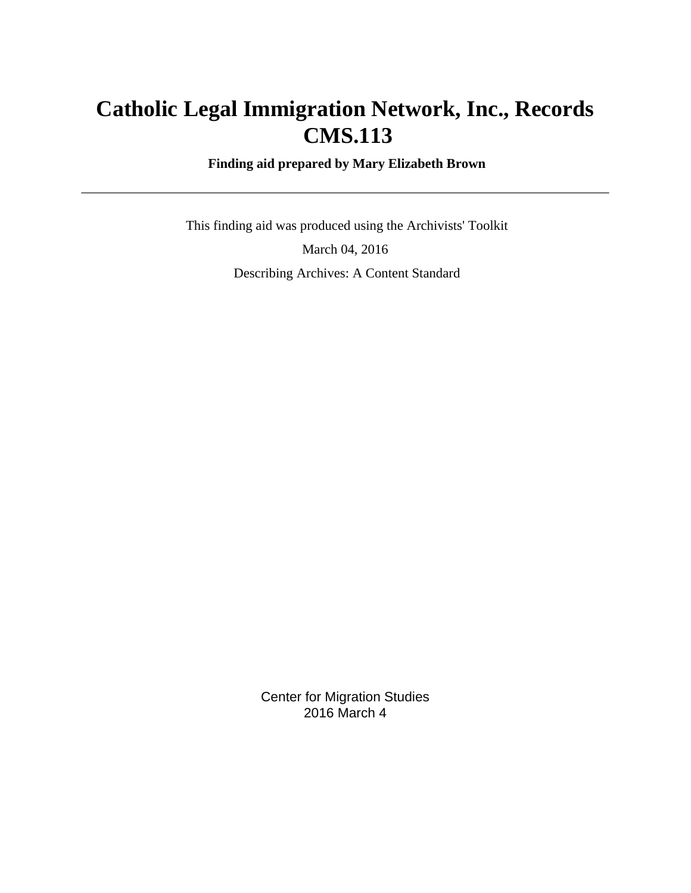# Catholic Legal Immigration Network, Inc., Records CMS.113

**Finding aid prepared by Mary Elizabeth Brown**

---

This finding aid was produced using the Archivists' Toolkit

March 04, 2016

Describing Archives: A Content Standard

Center for Migration Studies
2016 March 4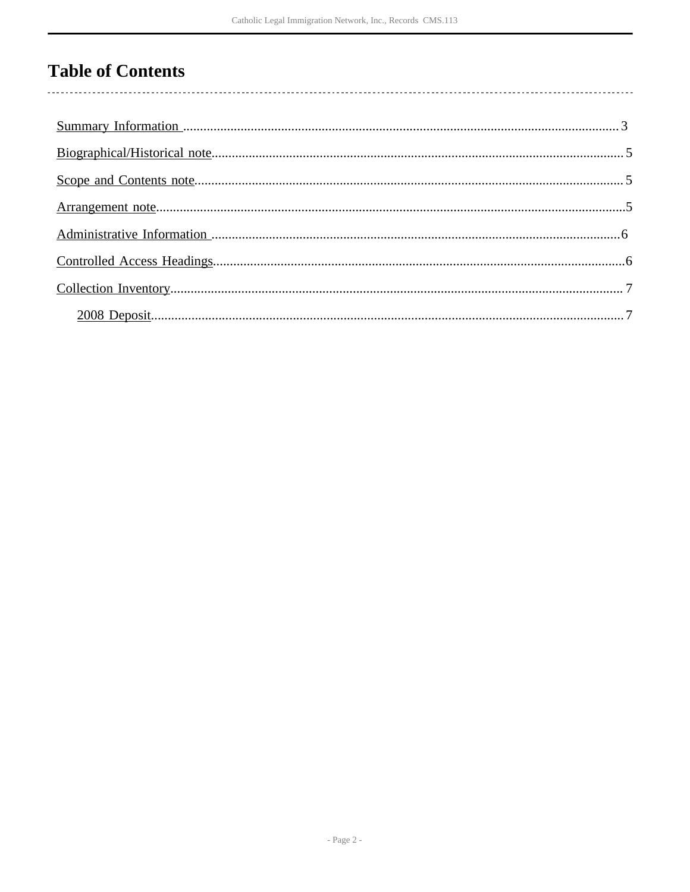# Table of Contents

- Summary Information ........ 3
- Biographical/Historical note ........ 5
- Scope and Contents note ........ 5
- Arrangement note ........ 5
- Administrative Information ........ 6
- Controlled Access Headings ........ 6
- Collection Inventory ........ 7
    - 2008 Deposit ........ 7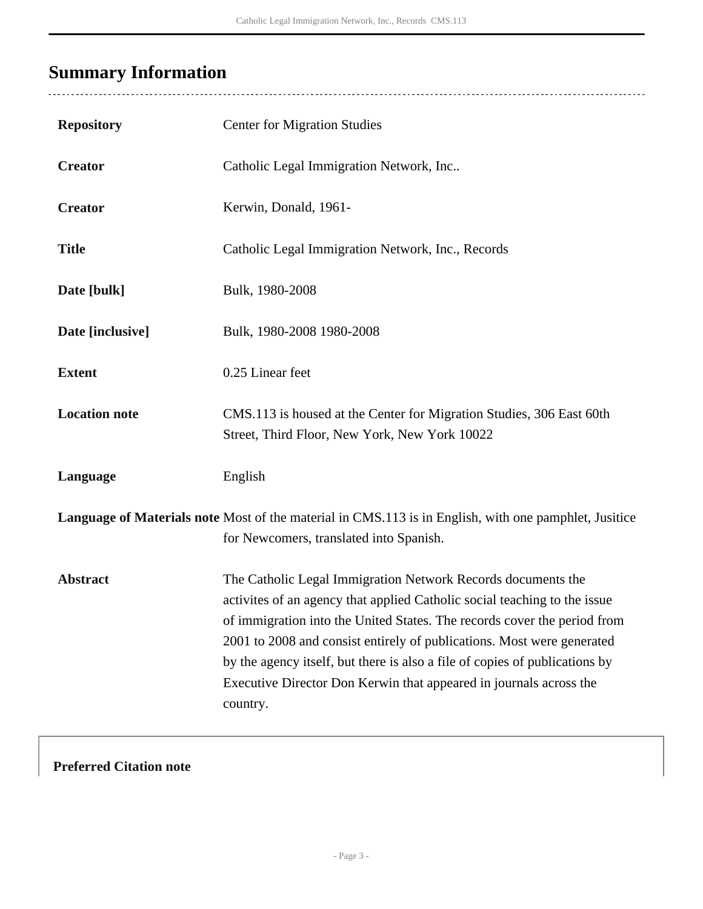## Summary Information

| | |
|---|---|
| **Repository** | Center for Migration Studies |
| **Creator** | Catholic Legal Immigration Network, Inc.. |
| **Creator** | Kerwin, Donald, 1961- |
| **Title** | Catholic Legal Immigration Network, Inc., Records |
| **Date [bulk]** | Bulk, 1980-2008 |
| **Date [inclusive]** | Bulk, 1980-2008 1980-2008 |
| **Extent** | 0.25 Linear feet |
| **Location note** | CMS.113 is housed at the Center for Migration Studies, 306 East 60th Street, Third Floor, New York, New York 10022 |
| **Language** | English |
| **Language of Materials note** | Most of the material in CMS.113 is in English, with one pamphlet, Jusitice for Newcomers, translated into Spanish. |
| **Abstract** | The Catholic Legal Immigration Network Records documents the activites of an agency that applied Catholic social teaching to the issue of immigration into the United States. The records cover the period from 2001 to 2008 and consist entirely of publications. Most were generated by the agency itself, but there is also a file of copies of publications by Executive Director Don Kerwin that appeared in journals across the country. |

**Preferred Citation note**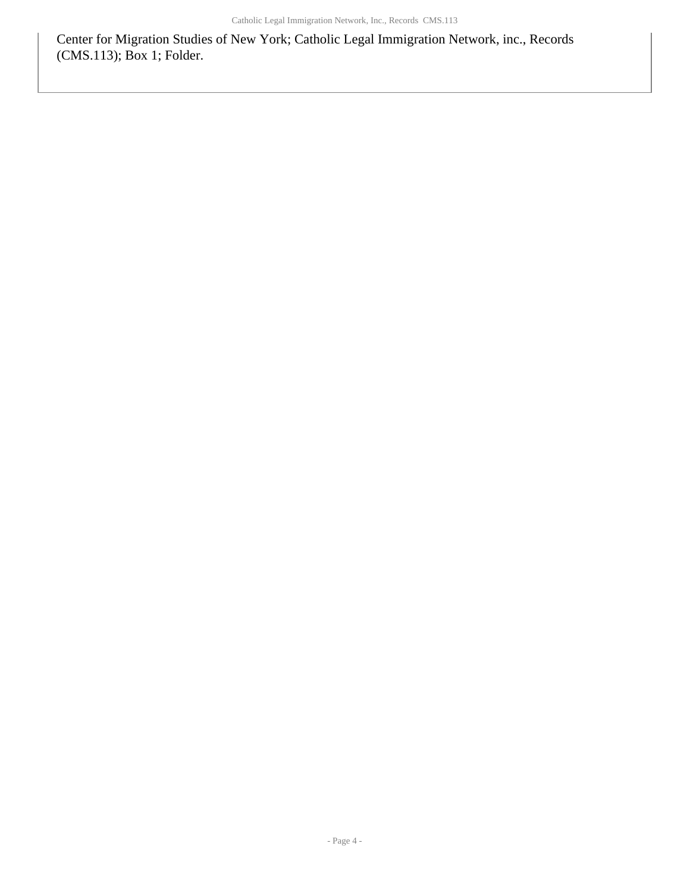Center for Migration Studies of New York; Catholic Legal Immigration Network, inc., Records (CMS.113); Box 1; Folder.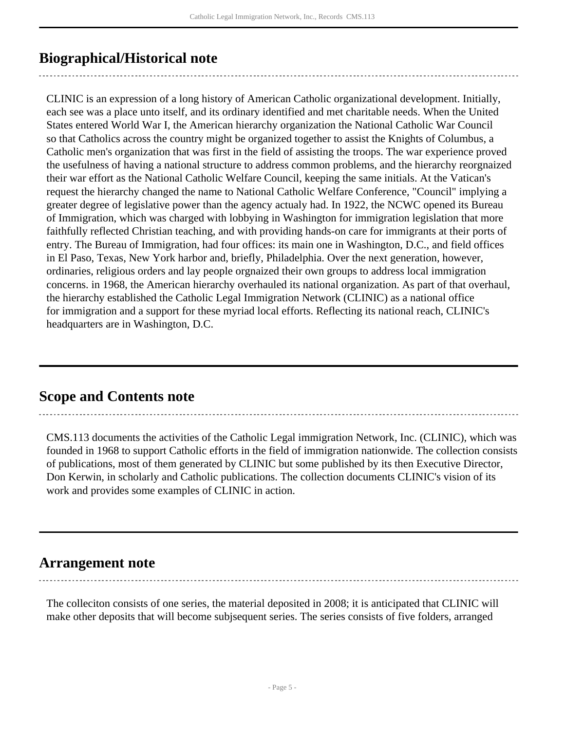## Biographical/Historical note

CLINIC is an expression of a long history of American Catholic organizational development. Initially, each see was a place unto itself, and its ordinary identified and met charitable needs. When the United States entered World War I, the American hierarchy organization the National Catholic War Council so that Catholics across the country might be organized together to assist the Knights of Columbus, a Catholic men's organization that was first in the field of assisting the troops. The war experience proved the usefulness of having a national structure to address common problems, and the hierarchy reorgnaized their war effort as the National Catholic Welfare Council, keeping the same initials. At the Vatican's request the hierarchy changed the name to National Catholic Welfare Conference, "Council" implying a greater degree of legislative power than the agency actualy had. In 1922, the NCWC opened its Bureau of Immigration, which was charged with lobbying in Washington for immigration legislation that more faithfully reflected Christian teaching, and with providing hands-on care for immigrants at their ports of entry. The Bureau of Immigration, had four offices: its main one in Washington, D.C., and field offices in El Paso, Texas, New York harbor and, briefly, Philadelphia. Over the next generation, however, ordinaries, religious orders and lay people orgnaized their own groups to address local immigration concerns. in 1968, the American hierarchy overhauled its national organization. As part of that overhaul, the hierarchy established the Catholic Legal Immigration Network (CLINIC) as a national office for immigration and a support for these myriad local efforts. Reflecting its national reach, CLINIC's headquarters are in Washington, D.C.

## Scope and Contents note

CMS.113 documents the activities of the Catholic Legal immigration Network, Inc. (CLINIC), which was founded in 1968 to support Catholic efforts in the field of immigration nationwide. The collection consists of publications, most of them generated by CLINIC but some published by its then Executive Director, Don Kerwin, in scholarly and Catholic publications. The collection documents CLINIC's vision of its work and provides some examples of CLINIC in action.

## Arrangement note

The colleciton consists of one series, the material deposited in 2008; it is anticipated that CLINIC will make other deposits that will become subjsequent series. The series consists of five folders, arranged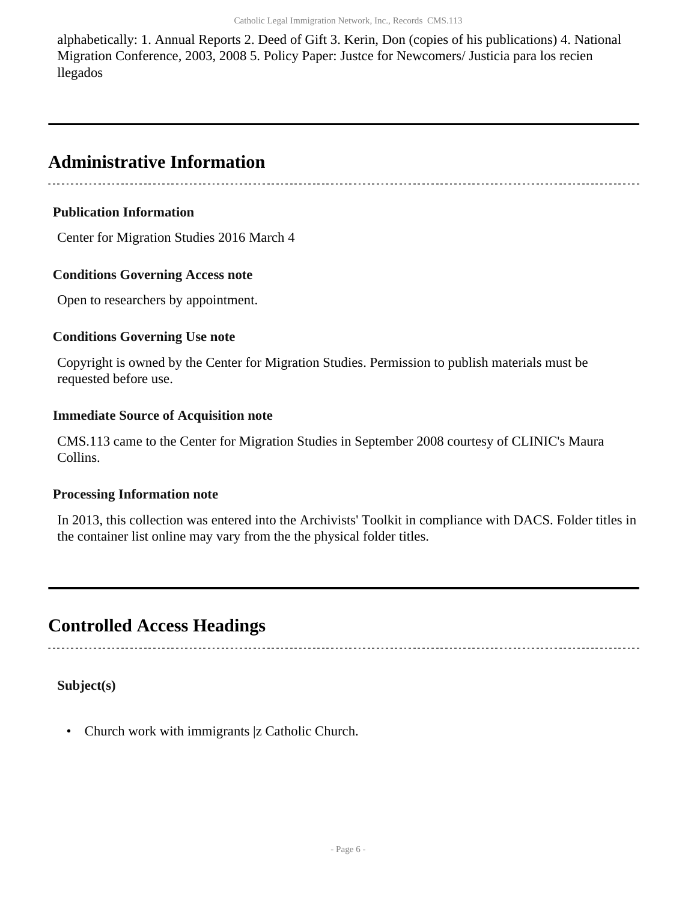alphabetically: 1. Annual Reports 2. Deed of Gift 3. Kerin, Don (copies of his publications) 4. National Migration Conference, 2003, 2008 5. Policy Paper: Justce for Newcomers/ Justicia para los recien llegados

## Administrative Information

### Publication Information

Center for Migration Studies 2016 March 4

### Conditions Governing Access note

Open to researchers by appointment.

### Conditions Governing Use note

Copyright is owned by the Center for Migration Studies. Permission to publish materials must be requested before use.

### Immediate Source of Acquisition note

CMS.113 came to the Center for Migration Studies in September 2008 courtesy of CLINIC's Maura Collins.

### Processing Information note

In 2013, this collection was entered into the Archivists' Toolkit in compliance with DACS. Folder titles in the container list online may vary from the the physical folder titles.

## Controlled Access Headings

### Subject(s)

- Church work with immigrants |z Catholic Church.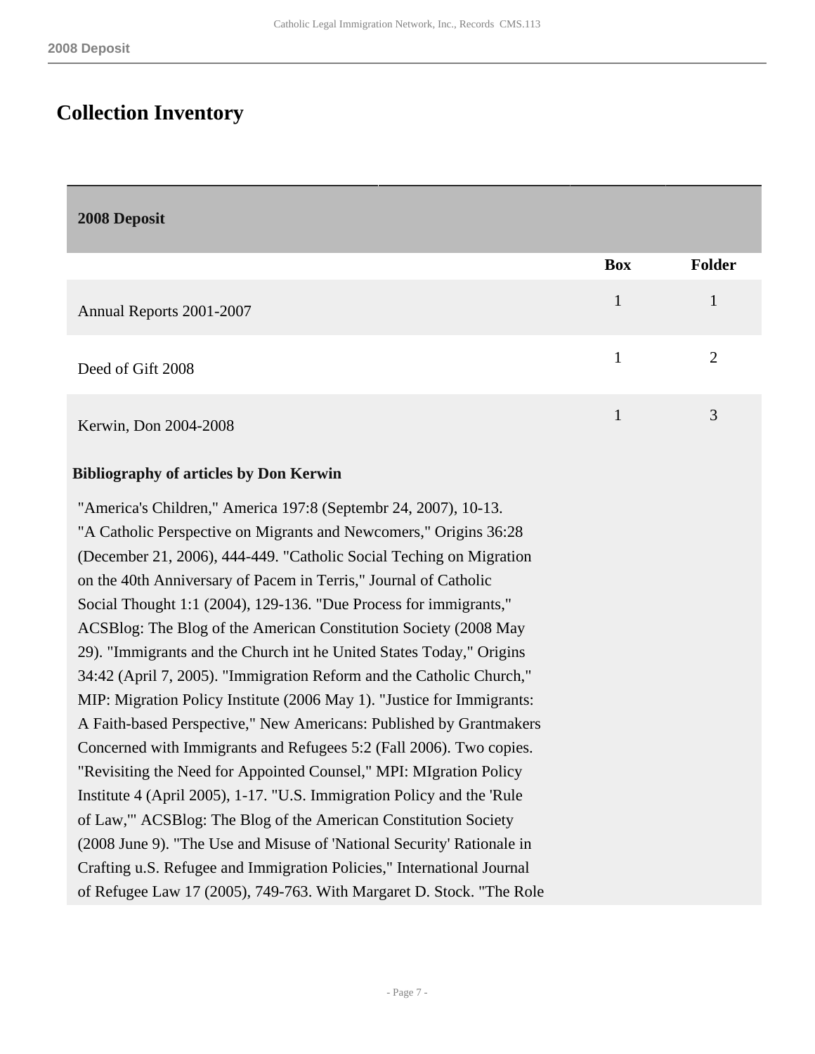# Collection Inventory

| 2008 Deposit | Box | Folder |
|---|---|---|
| Annual Reports 2001-2007 | 1 | 1 |
| Deed of Gift 2008 | 1 | 2 |
| Kerwin, Don 2004-2008 | 1 | 3 |

**Bibliography of articles by Don Kerwin**

"America's Children," America 197:8 (Septembr 24, 2007), 10-13. "A Catholic Perspective on Migrants and Newcomers," Origins 36:28 (December 21, 2006), 444-449. "Catholic Social Teching on Migration on the 40th Anniversary of Pacem in Terris," Journal of Catholic Social Thought 1:1 (2004), 129-136. "Due Process for immigrants," ACSBlog: The Blog of the American Constitution Society (2008 May 29). "Immigrants and the Church int he United States Today," Origins 34:42 (April 7, 2005). "Immigration Reform and the Catholic Church," MIP: Migration Policy Institute (2006 May 1). "Justice for Immigrants: A Faith-based Perspective," New Americans: Published by Grantmakers Concerned with Immigrants and Refugees 5:2 (Fall 2006). Two copies. "Revisiting the Need for Appointed Counsel," MPI: MIgration Policy Institute 4 (April 2005), 1-17. "U.S. Immigration Policy and the 'Rule of Law,'" ACSBlog: The Blog of the American Constitution Society (2008 June 9). "The Use and Misuse of 'National Security' Rationale in Crafting u.S. Refugee and Immigration Policies," International Journal of Refugee Law 17 (2005), 749-763. With Margaret D. Stock. "The Role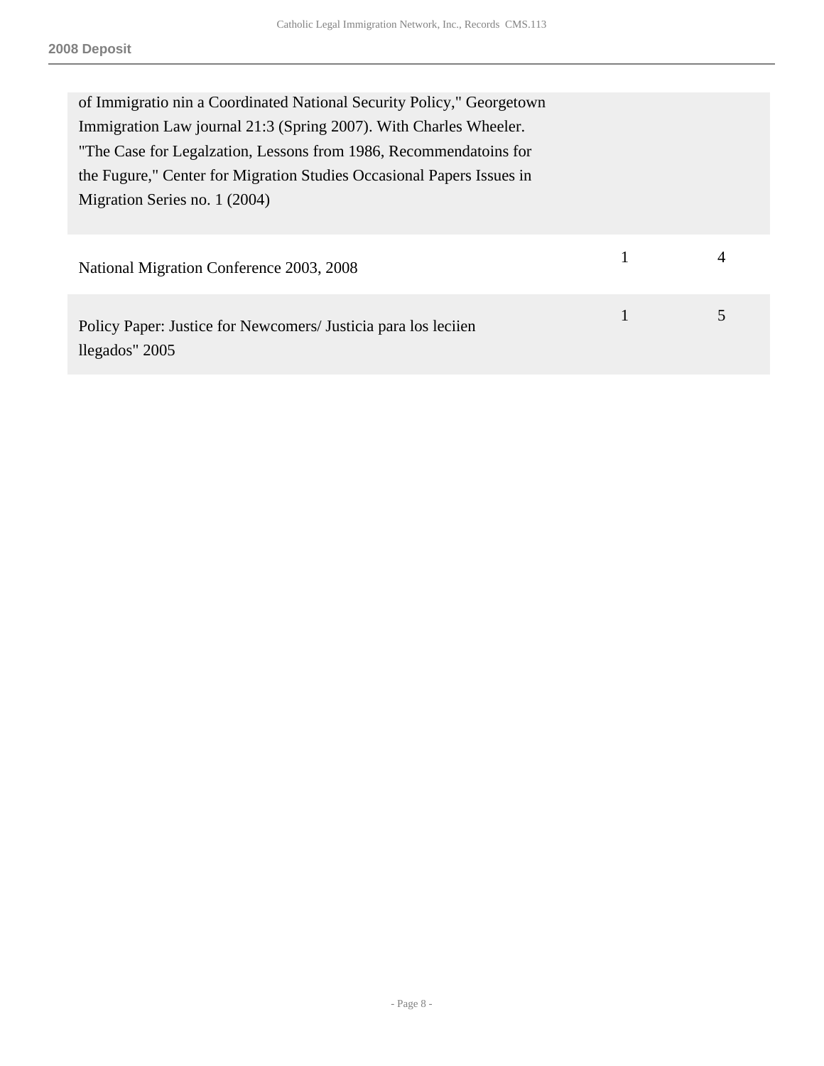| | | |
|---|---|---|
| of Immigratio nin a Coordinated National Security Policy," Georgetown Immigration Law journal 21:3 (Spring 2007). With Charles Wheeler. "The Case for Legalzation, Lessons from 1986, Recommendatoins for the Fugure," Center for Migration Studies Occasional Papers Issues in Migration Series no. 1 (2004) | | |
| National Migration Conference 2003, 2008 | 1 | 4 |
| Policy Paper: Justice for Newcomers/ Justicia para los leciien llegados" 2005 | 1 | 5 |